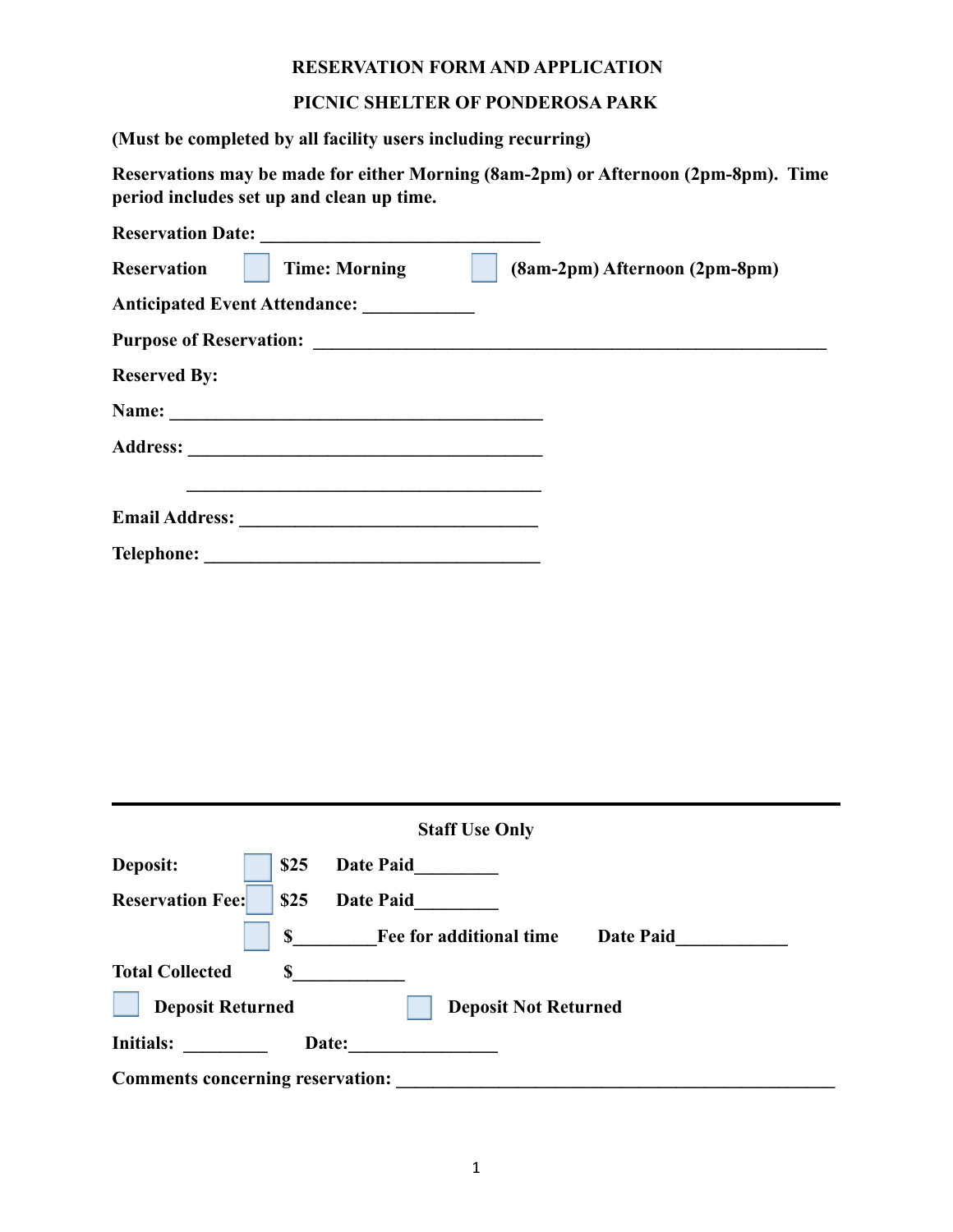**RESERVATION FORM AND APPLICATION**

**PICNIC SHELTER OF PONDEROSA PARK**

**(Must be completed by all facility users including recurring)**

**Reservations may be made for either Morning (8am-2pm) or Afternoon (2pm-8pm). Time period includes set up and clean up time.**

**Reservation Date:** ______________________________

**Reservation** ☐ **Time: Morning** ☐ **(8am-2pm) Afternoon (2pm-8pm)**

**Anticipated Event Attendance:** ___________

**Purpose of Reservation:** ________________________________________________________

**Reserved By:**

**Name:** _________________________________________

**Address:** _______________________________________

_______________________________________

**Email Address:** ________________________________

**Telephone:** ____________________________________

---

**Staff Use Only**

**Deposit:** ☐ **$25** **Date Paid**_________

**Reservation Fee:** ☐ **$25** **Date Paid**_________

☐ **$**_________**Fee for additional time** **Date Paid**____________

**Total Collected** **$**____________

☐ **Deposit Returned** ☐ **Deposit Not Returned**

**Initials:** _________ **Date:**________________

**Comments concerning reservation:** ________________________________________________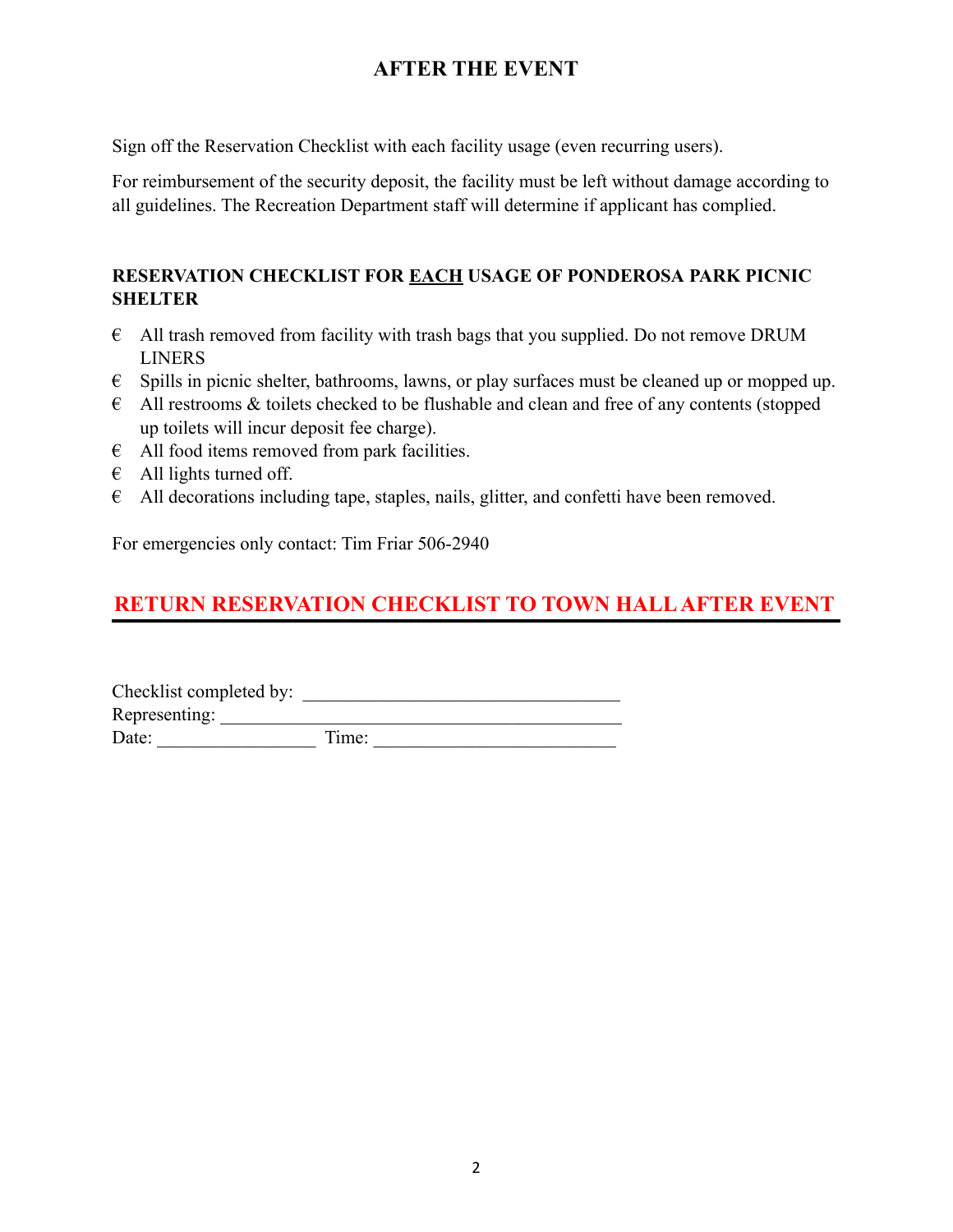## AFTER THE EVENT

Sign off the Reservation Checklist with each facility usage (even recurring users).

For reimbursement of the security deposit, the facility must be left without damage according to all guidelines. The Recreation Department staff will determine if applicant has complied.

### RESERVATION CHECKLIST FOR EACH USAGE OF PONDEROSA PARK PICNIC SHELTER

- All trash removed from facility with trash bags that you supplied. Do not remove DRUM LINERS
- Spills in picnic shelter, bathrooms, lawns, or play surfaces must be cleaned up or mopped up.
- All restrooms & toilets checked to be flushable and clean and free of any contents (stopped up toilets will incur deposit fee charge).
- All food items removed from park facilities.
- All lights turned off.
- All decorations including tape, staples, nails, glitter, and confetti have been removed.

For emergencies only contact: Tim Friar 506-2940

## RETURN RESERVATION CHECKLIST TO TOWN HALL AFTER EVENT

Checklist completed by: ________________________________

Representing: ________________________________________

Date: ________________ Time: ________________________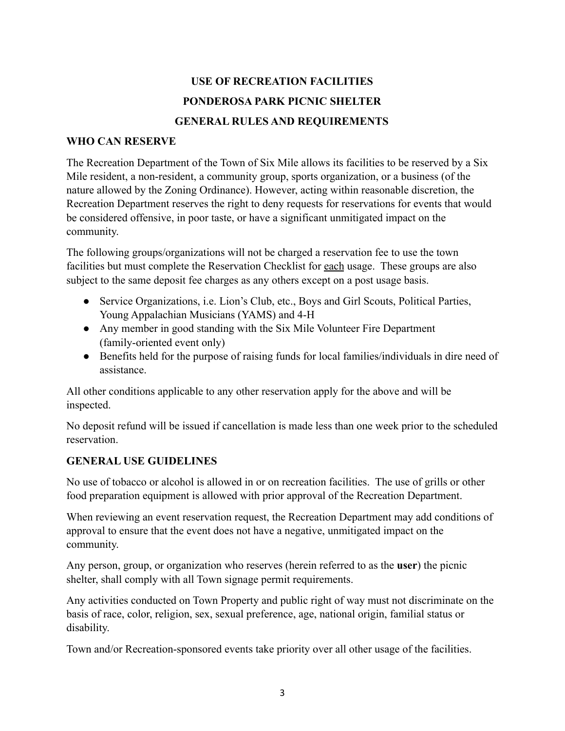# USE OF RECREATION FACILITIES

# PONDEROSA PARK PICNIC SHELTER

# GENERAL RULES AND REQUIREMENTS

## WHO CAN RESERVE

The Recreation Department of the Town of Six Mile allows its facilities to be reserved by a Six Mile resident, a non-resident, a community group, sports organization, or a business (of the nature allowed by the Zoning Ordinance). However, acting within reasonable discretion, the Recreation Department reserves the right to deny requests for reservations for events that would be considered offensive, in poor taste, or have a significant unmitigated impact on the community.

The following groups/organizations will not be charged a reservation fee to use the town facilities but must complete the Reservation Checklist for each usage. These groups are also subject to the same deposit fee charges as any others except on a post usage basis.

- Service Organizations, i.e. Lion's Club, etc., Boys and Girl Scouts, Political Parties, Young Appalachian Musicians (YAMS) and 4-H
- Any member in good standing with the Six Mile Volunteer Fire Department (family-oriented event only)
- Benefits held for the purpose of raising funds for local families/individuals in dire need of assistance.

All other conditions applicable to any other reservation apply for the above and will be inspected.

No deposit refund will be issued if cancellation is made less than one week prior to the scheduled reservation.

## GENERAL USE GUIDELINES

No use of tobacco or alcohol is allowed in or on recreation facilities. The use of grills or other food preparation equipment is allowed with prior approval of the Recreation Department.

When reviewing an event reservation request, the Recreation Department may add conditions of approval to ensure that the event does not have a negative, unmitigated impact on the community.

Any person, group, or organization who reserves (herein referred to as the **user**) the picnic shelter, shall comply with all Town signage permit requirements.

Any activities conducted on Town Property and public right of way must not discriminate on the basis of race, color, religion, sex, sexual preference, age, national origin, familial status or disability.

Town and/or Recreation-sponsored events take priority over all other usage of the facilities.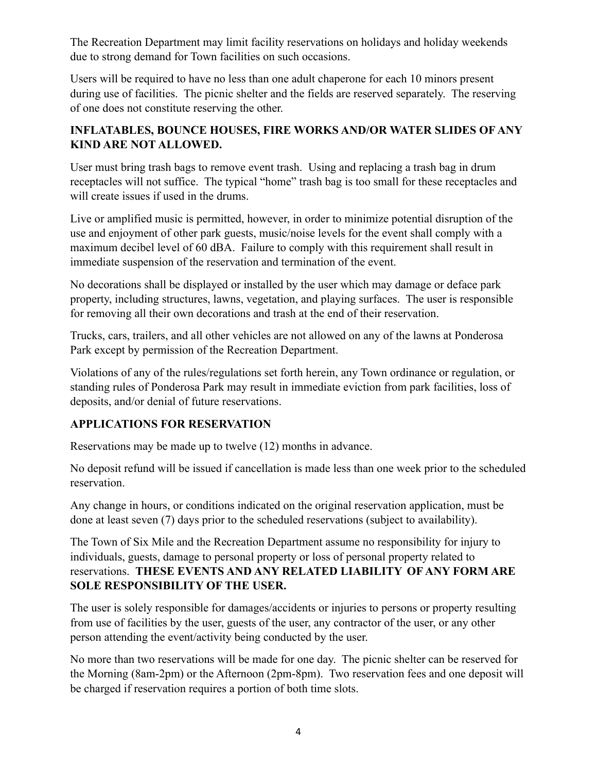The Recreation Department may limit facility reservations on holidays and holiday weekends due to strong demand for Town facilities on such occasions.

Users will be required to have no less than one adult chaperone for each 10 minors present during use of facilities. The picnic shelter and the fields are reserved separately. The reserving of one does not constitute reserving the other.

**INFLATABLES, BOUNCE HOUSES, FIRE WORKS AND/OR WATER SLIDES OF ANY KIND ARE NOT ALLOWED.**

User must bring trash bags to remove event trash. Using and replacing a trash bag in drum receptacles will not suffice. The typical "home" trash bag is too small for these receptacles and will create issues if used in the drums.

Live or amplified music is permitted, however, in order to minimize potential disruption of the use and enjoyment of other park guests, music/noise levels for the event shall comply with a maximum decibel level of 60 dBA. Failure to comply with this requirement shall result in immediate suspension of the reservation and termination of the event.

No decorations shall be displayed or installed by the user which may damage or deface park property, including structures, lawns, vegetation, and playing surfaces. The user is responsible for removing all their own decorations and trash at the end of their reservation.

Trucks, cars, trailers, and all other vehicles are not allowed on any of the lawns at Ponderosa Park except by permission of the Recreation Department.

Violations of any of the rules/regulations set forth herein, any Town ordinance or regulation, or standing rules of Ponderosa Park may result in immediate eviction from park facilities, loss of deposits, and/or denial of future reservations.

**APPLICATIONS FOR RESERVATION**

Reservations may be made up to twelve (12) months in advance.

No deposit refund will be issued if cancellation is made less than one week prior to the scheduled reservation.

Any change in hours, or conditions indicated on the original reservation application, must be done at least seven (7) days prior to the scheduled reservations (subject to availability).

The Town of Six Mile and the Recreation Department assume no responsibility for injury to individuals, guests, damage to personal property or loss of personal property related to reservations. **THESE EVENTS AND ANY RELATED LIABILITY OF ANY FORM ARE SOLE RESPONSIBILITY OF THE USER.**

The user is solely responsible for damages/accidents or injuries to persons or property resulting from use of facilities by the user, guests of the user, any contractor of the user, or any other person attending the event/activity being conducted by the user.

No more than two reservations will be made for one day. The picnic shelter can be reserved for the Morning (8am-2pm) or the Afternoon (2pm-8pm). Two reservation fees and one deposit will be charged if reservation requires a portion of both time slots.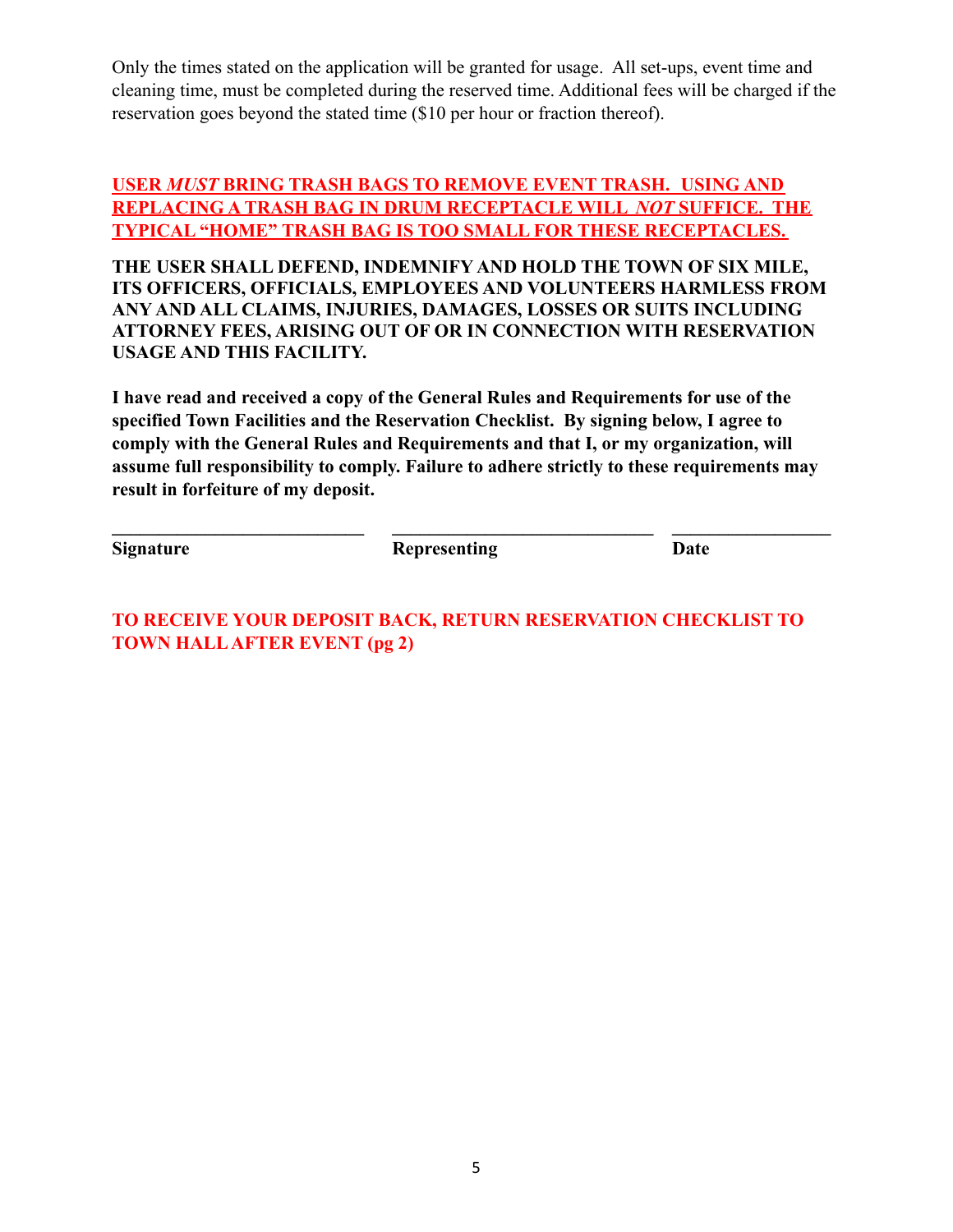Only the times stated on the application will be granted for usage. All set-ups, event time and cleaning time, must be completed during the reserved time. Additional fees will be charged if the reservation goes beyond the stated time ($10 per hour or fraction thereof).

**USER *MUST* BRING TRASH BAGS TO REMOVE EVENT TRASH. USING AND REPLACING A TRASH BAG IN DRUM RECEPTACLE WILL *NOT* SUFFICE. THE TYPICAL "HOME" TRASH BAG IS TOO SMALL FOR THESE RECEPTACLES.**

**THE USER SHALL DEFEND, INDEMNIFY AND HOLD THE TOWN OF SIX MILE, ITS OFFICERS, OFFICIALS, EMPLOYEES AND VOLUNTEERS HARMLESS FROM ANY AND ALL CLAIMS, INJURIES, DAMAGES, LOSSES OR SUITS INCLUDING ATTORNEY FEES, ARISING OUT OF OR IN CONNECTION WITH RESERVATION USAGE AND THIS FACILITY.**

**I have read and received a copy of the General Rules and Requirements for use of the specified Town Facilities and the Reservation Checklist. By signing below, I agree to comply with the General Rules and Requirements and that I, or my organization, will assume full responsibility to comply. Failure to adhere strictly to these requirements may result in forfeiture of my deposit.**

| | | |
|---|---|---|
| ___________________________ | ____________________________ | _________________ |
| **Signature** | **Representing** | **Date** |

**TO RECEIVE YOUR DEPOSIT BACK, RETURN RESERVATION CHECKLIST TO TOWN HALL AFTER EVENT (pg 2)**